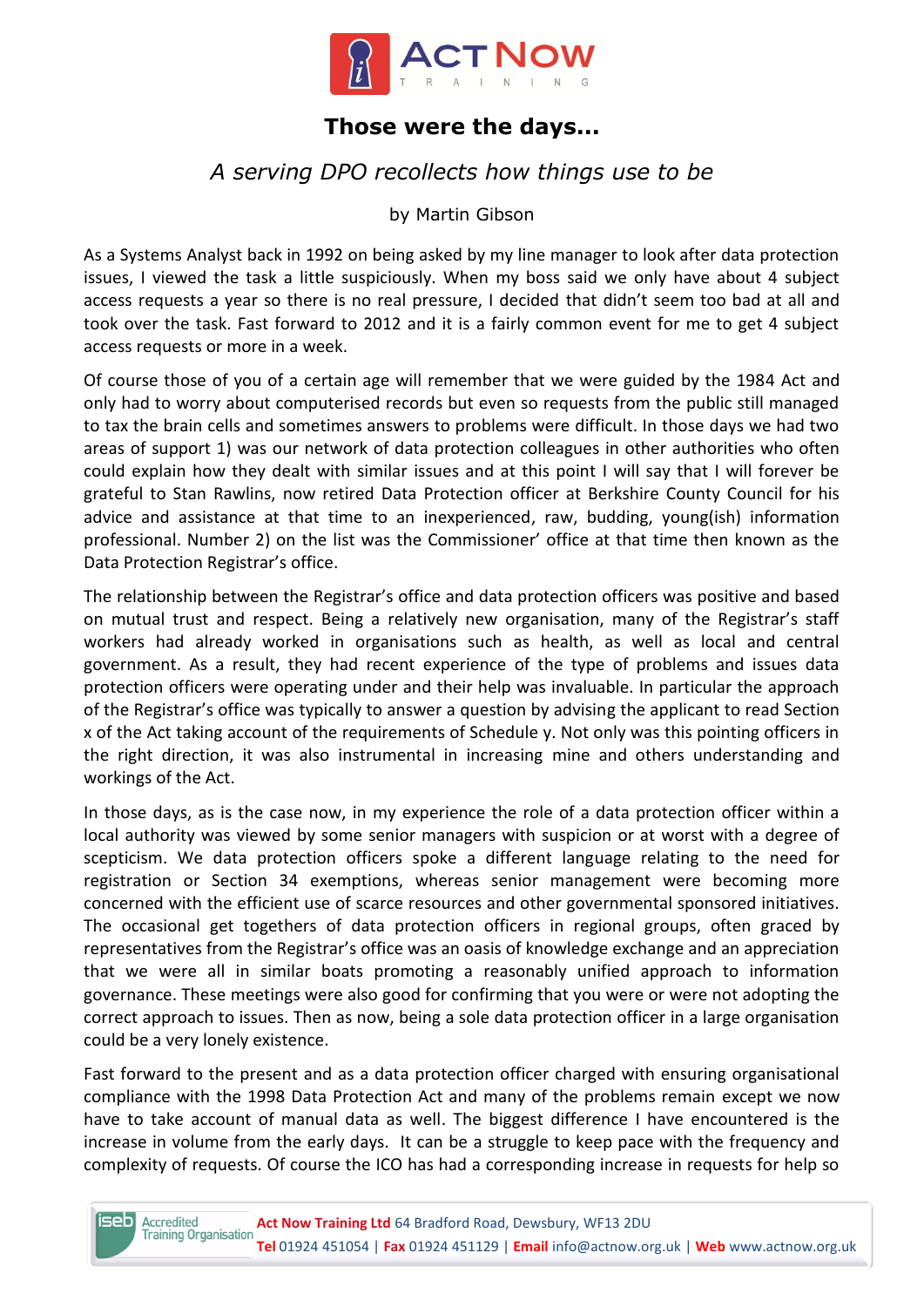# Those were the days...

*A serving DPO recollects how things use to be*

by Martin Gibson

As a Systems Analyst back in 1992 on being asked by my line manager to look after data protection issues, I viewed the task a little suspiciously. When my boss said we only have about 4 subject access requests a year so there is no real pressure, I decided that didn't seem too bad at all and took over the task. Fast forward to 2012 and it is a fairly common event for me to get 4 subject access requests or more in a week.

Of course those of you of a certain age will remember that we were guided by the 1984 Act and only had to worry about computerised records but even so requests from the public still managed to tax the brain cells and sometimes answers to problems were difficult. In those days we had two areas of support 1) was our network of data protection colleagues in other authorities who often could explain how they dealt with similar issues and at this point I will say that I will forever be grateful to Stan Rawlins, now retired Data Protection officer at Berkshire County Council for his advice and assistance at that time to an inexperienced, raw, budding, young(ish) information professional. Number 2) on the list was the Commissioner' office at that time then known as the Data Protection Registrar's office.

The relationship between the Registrar's office and data protection officers was positive and based on mutual trust and respect. Being a relatively new organisation, many of the Registrar's staff workers had already worked in organisations such as health, as well as local and central government. As a result, they had recent experience of the type of problems and issues data protection officers were operating under and their help was invaluable. In particular the approach of the Registrar's office was typically to answer a question by advising the applicant to read Section x of the Act taking account of the requirements of Schedule y. Not only was this pointing officers in the right direction, it was also instrumental in increasing mine and others understanding and workings of the Act.

In those days, as is the case now, in my experience the role of a data protection officer within a local authority was viewed by some senior managers with suspicion or at worst with a degree of scepticism. We data protection officers spoke a different language relating to the need for registration or Section 34 exemptions, whereas senior management were becoming more concerned with the efficient use of scarce resources and other governmental sponsored initiatives. The occasional get togethers of data protection officers in regional groups, often graced by representatives from the Registrar's office was an oasis of knowledge exchange and an appreciation that we were all in similar boats promoting a reasonably unified approach to information governance. These meetings were also good for confirming that you were or were not adopting the correct approach to issues. Then as now, being a sole data protection officer in a large organisation could be a very lonely existence.

Fast forward to the present and as a data protection officer charged with ensuring organisational compliance with the 1998 Data Protection Act and many of the problems remain except we now have to take account of manual data as well. The biggest difference I have encountered is the increase in volume from the early days. It can be a struggle to keep pace with the frequency and complexity of requests. Of course the ICO has had a corresponding increase in requests for help so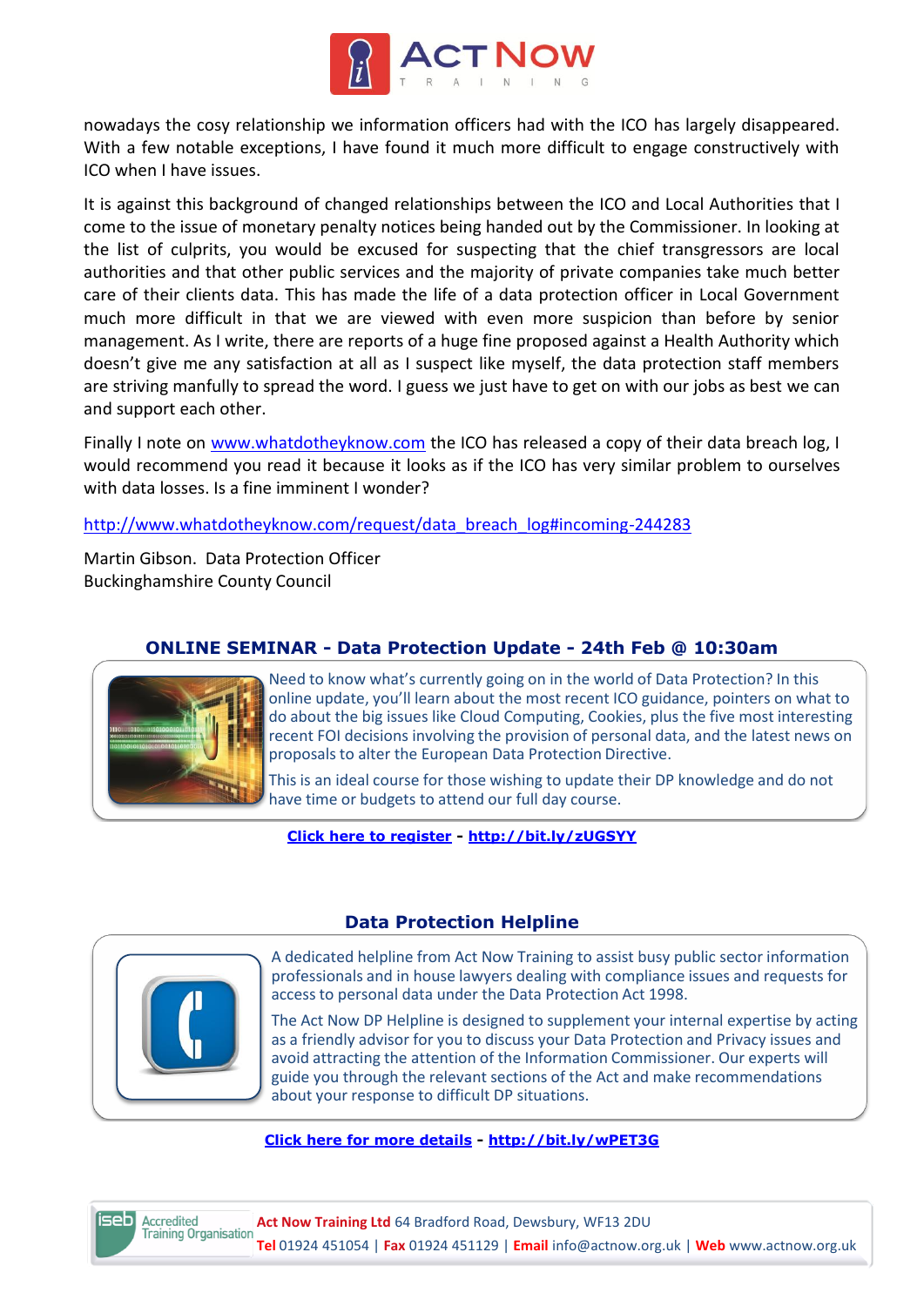nowadays the cosy relationship we information officers had with the ICO has largely disappeared. With a few notable exceptions, I have found it much more difficult to engage constructively with ICO when I have issues.

It is against this background of changed relationships between the ICO and Local Authorities that I come to the issue of monetary penalty notices being handed out by the Commissioner. In looking at the list of culprits, you would be excused for suspecting that the chief transgressors are local authorities and that other public services and the majority of private companies take much better care of their clients data. This has made the life of a data protection officer in Local Government much more difficult in that we are viewed with even more suspicion than before by senior management. As I write, there are reports of a huge fine proposed against a Health Authority which doesn't give me any satisfaction at all as I suspect like myself, the data protection staff members are striving manfully to spread the word. I guess we just have to get on with our jobs as best we can and support each other.

Finally I note on www.whatdotheyknow.com the ICO has released a copy of their data breach log, I would recommend you read it because it looks as if the ICO has very similar problem to ourselves with data losses. Is a fine imminent I wonder?

http://www.whatdotheyknow.com/request/data_breach_log#incoming-244283

Martin Gibson. Data Protection Officer
Buckinghamshire County Council

## ONLINE SEMINAR - Data Protection Update - 24th Feb @ 10:30am

Need to know what's currently going on in the world of Data Protection? In this online update, you'll learn about the most recent ICO guidance, pointers on what to do about the big issues like Cloud Computing, Cookies, plus the five most interesting recent FOI decisions involving the provision of personal data, and the latest news on proposals to alter the European Data Protection Directive.

This is an ideal course for those wishing to update their DP knowledge and do not have time or budgets to attend our full day course.

**Click here to register - http://bit.ly/zUGSYY**

## Data Protection Helpline

A dedicated helpline from Act Now Training to assist busy public sector information professionals and in house lawyers dealing with compliance issues and requests for access to personal data under the Data Protection Act 1998.

The Act Now DP Helpline is designed to supplement your internal expertise by acting as a friendly advisor for you to discuss your Data Protection and Privacy issues and avoid attracting the attention of the Information Commissioner. Our experts will guide you through the relevant sections of the Act and make recommendations about your response to difficult DP situations.

**Click here for more details - http://bit.ly/wPET3G**

iseb Accredited Training Organisation

**Act Now Training Ltd** 64 Bradford Road, Dewsbury, WF13 2DU
**Tel** 01924 451054 | **Fax** 01924 451129 | **Email** info@actnow.org.uk | **Web** www.actnow.org.uk